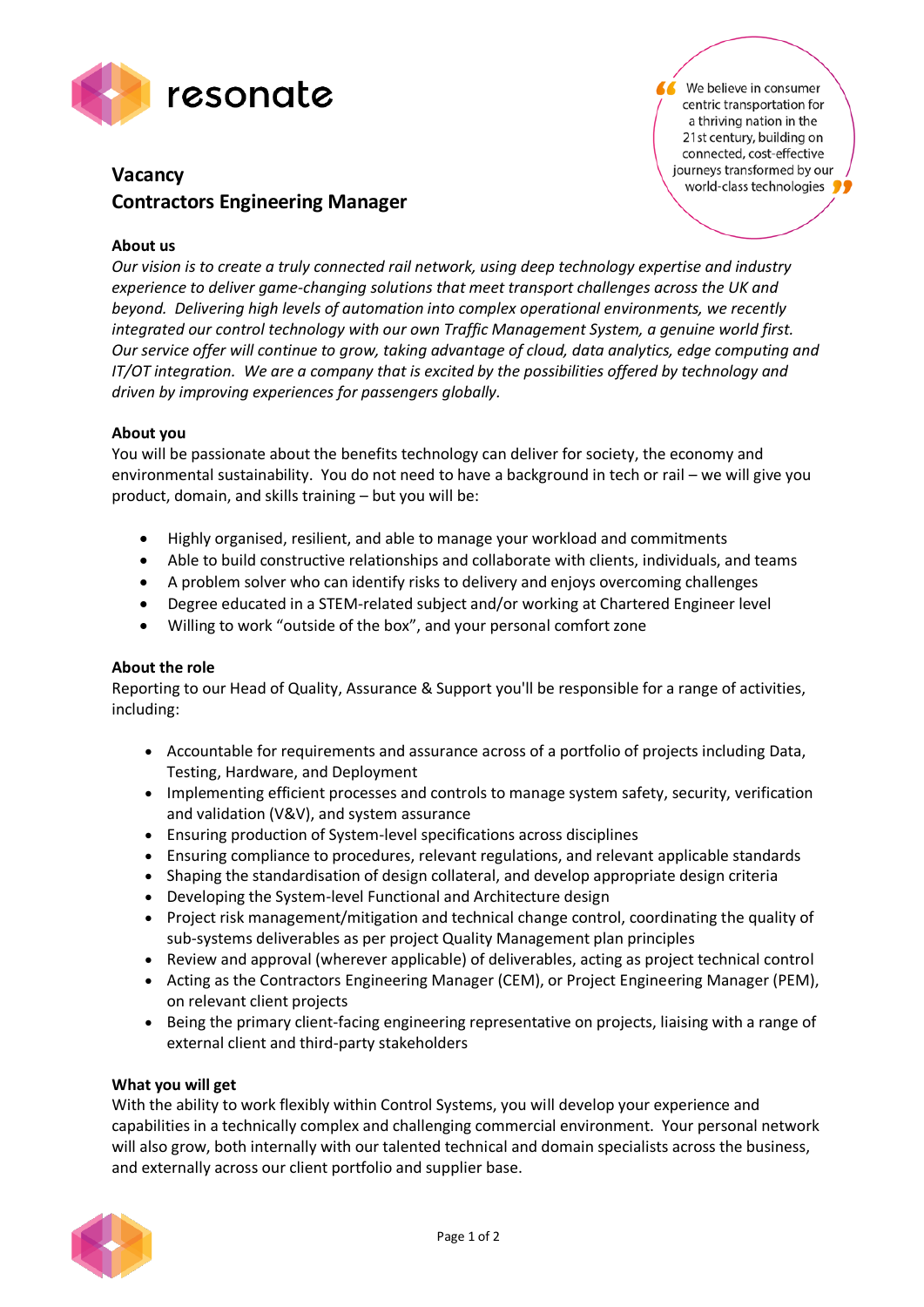resonate

> We believe in consumer centric transportation for a thriving nation in the 21st century, building on connected, cost-effective journeys transformed by our world-class technologies

## Vacancy
## Contractors Engineering Manager

### About us

*Our vision is to create a truly connected rail network, using deep technology expertise and industry experience to deliver game-changing solutions that meet transport challenges across the UK and beyond. Delivering high levels of automation into complex operational environments, we recently integrated our control technology with our own Traffic Management System, a genuine world first. Our service offer will continue to grow, taking advantage of cloud, data analytics, edge computing and IT/OT integration. We are a company that is excited by the possibilities offered by technology and driven by improving experiences for passengers globally.*

### About you

You will be passionate about the benefits technology can deliver for society, the economy and environmental sustainability. You do not need to have a background in tech or rail – we will give you product, domain, and skills training – but you will be:

- Highly organised, resilient, and able to manage your workload and commitments
- Able to build constructive relationships and collaborate with clients, individuals, and teams
- A problem solver who can identify risks to delivery and enjoys overcoming challenges
- Degree educated in a STEM-related subject and/or working at Chartered Engineer level
- Willing to work "outside of the box", and your personal comfort zone

### About the role

Reporting to our Head of Quality, Assurance & Support you'll be responsible for a range of activities, including:

- Accountable for requirements and assurance across of a portfolio of projects including Data, Testing, Hardware, and Deployment
- Implementing efficient processes and controls to manage system safety, security, verification and validation (V&V), and system assurance
- Ensuring production of System-level specifications across disciplines
- Ensuring compliance to procedures, relevant regulations, and relevant applicable standards
- Shaping the standardisation of design collateral, and develop appropriate design criteria
- Developing the System-level Functional and Architecture design
- Project risk management/mitigation and technical change control, coordinating the quality of sub-systems deliverables as per project Quality Management plan principles
- Review and approval (wherever applicable) of deliverables, acting as project technical control
- Acting as the Contractors Engineering Manager (CEM), or Project Engineering Manager (PEM), on relevant client projects
- Being the primary client-facing engineering representative on projects, liaising with a range of external client and third-party stakeholders

### What you will get

With the ability to work flexibly within Control Systems, you will develop your experience and capabilities in a technically complex and challenging commercial environment. Your personal network will also grow, both internally with our talented technical and domain specialists across the business, and externally across our client portfolio and supplier base.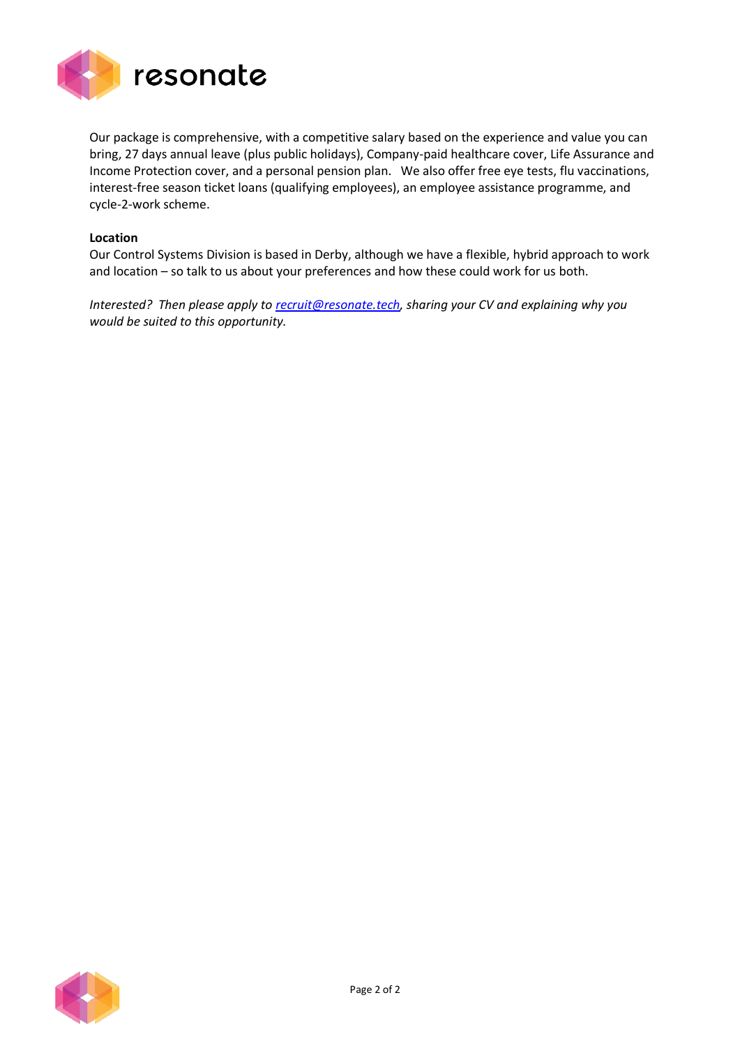Our package is comprehensive, with a competitive salary based on the experience and value you can bring, 27 days annual leave (plus public holidays), Company-paid healthcare cover, Life Assurance and Income Protection cover, and a personal pension plan. We also offer free eye tests, flu vaccinations, interest-free season ticket loans (qualifying employees), an employee assistance programme, and cycle-2-work scheme.

**Location**
Our Control Systems Division is based in Derby, although we have a flexible, hybrid approach to work and location – so talk to us about your preferences and how these could work for us both.

*Interested? Then please apply to [recruit@resonate.tech](mailto:recruit@resonate.tech), sharing your CV and explaining why you would be suited to this opportunity.*